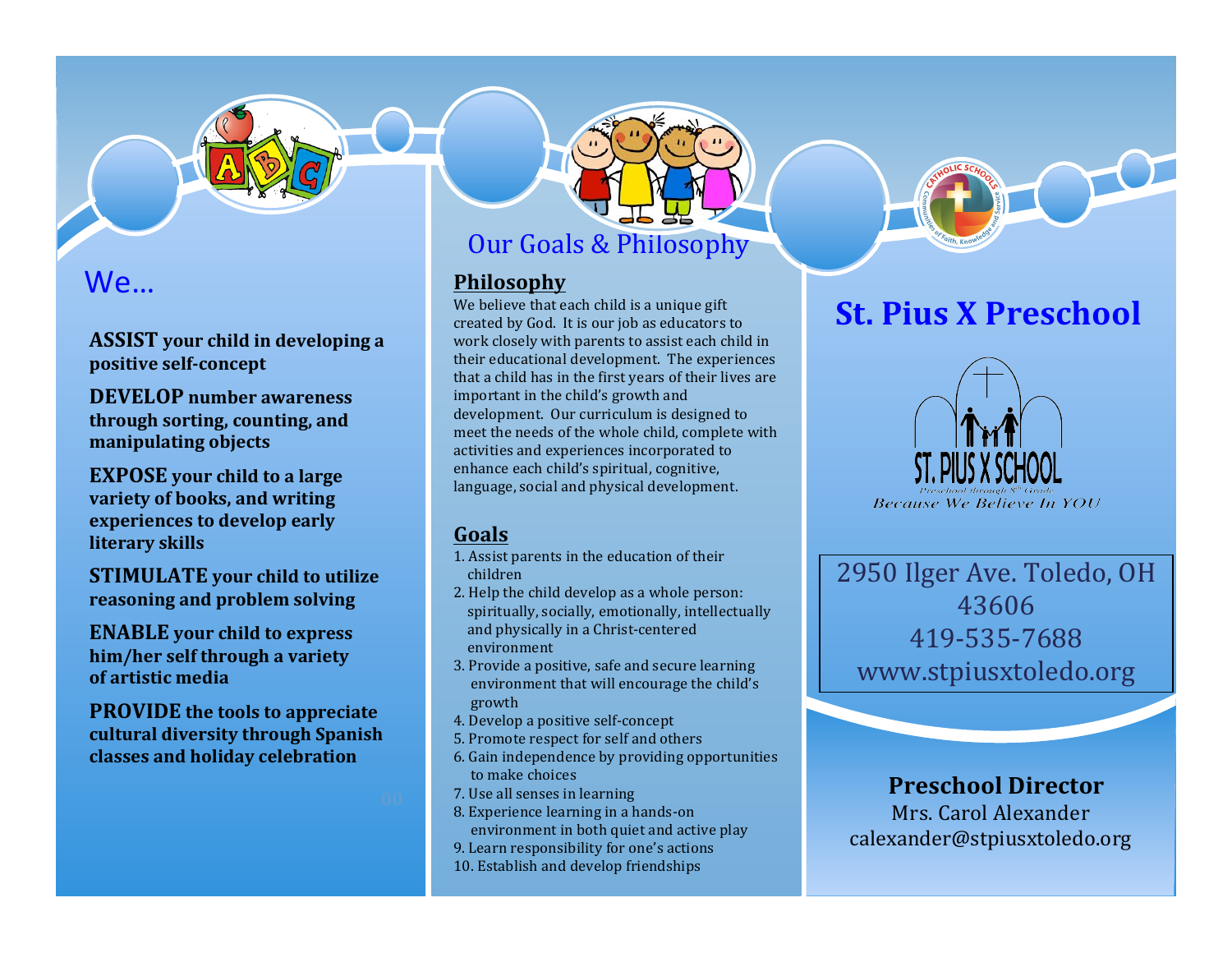## We…

**ASSIST your child in developing a positive self-concept**

**DEVELOP number awareness through sorting, counting, and manipulating objects**

**EXPOSE your child to a large variety of books, and writing experiences to develop early literary skills**

**STIMULATE your child to utilize reasoning and problem solving**

**ENABLE your child to express him/her self through a variety of artistic media**

**PROVIDE the tools to appreciate cultural diversity through Spanish classes and holiday celebration**

## Our Goals & Philosophy

### Philosophy

We believe that each child is a unique gift created by God. It is our job as educators to work closely with parents to assist each child in their educational development. The experiences that a child has in the first years of their lives are important in the child's growth and development. Our curriculum is designed to meet the needs of the whole child, complete with activities and experiences incorporated to enhance each child's spiritual, cognitive, language, social and physical development.

### Goals

1. Assist parents in the education of their children
2. Help the child develop as a whole person: spiritually, socially, emotionally, intellectually and physically in a Christ-centered environment
3. Provide a positive, safe and secure learning environment that will encourage the child's growth
4. Develop a positive self-concept
5. Promote respect for self and others
6. Gain independence by providing opportunities to make choices
7. Use all senses in learning
8. Experience learning in a hands-on environment in both quiet and active play
9. Learn responsibility for one's actions
10. Establish and develop friendships

# St. Pius X Preschool

ST. PIUS X SCHOOL

Preschool through 8th Grade

*Because We Believe In YOU*

2950 Ilger Ave. Toledo, OH 43606
419-535-7688
www.stpiusxtoledo.org

**Preschool Director**
Mrs. Carol Alexander
calexander@stpiusxtoledo.org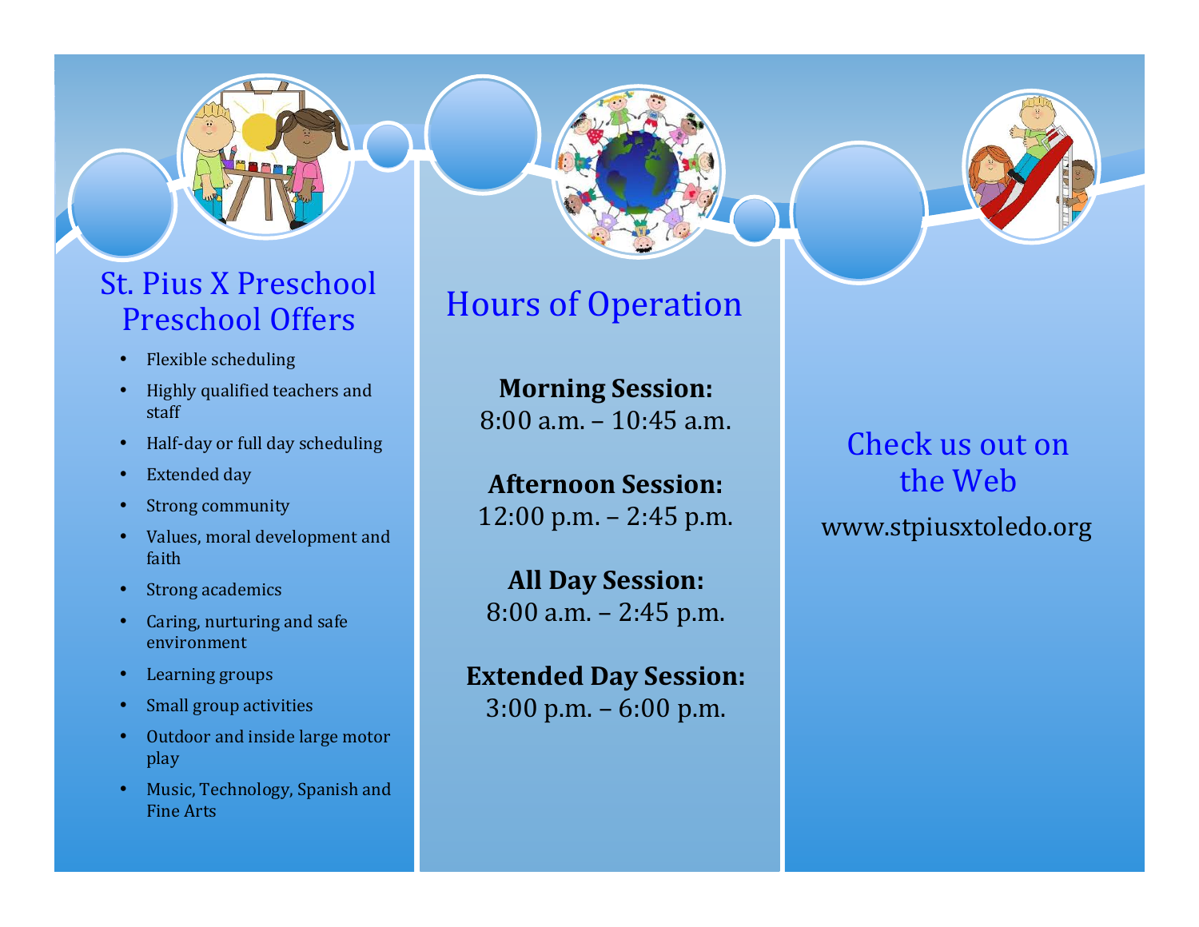## St. Pius X Preschool Preschool Offers

- Flexible scheduling
- Highly qualified teachers and staff
- Half-day or full day scheduling
- Extended day
- Strong community
- Values, moral development and faith
- Strong academics
- Caring, nurturing and safe environment
- Learning groups
- Small group activities
- Outdoor and inside large motor play
- Music, Technology, Spanish and Fine Arts

## Hours of Operation

**Morning Session:**
8:00 a.m. – 10:45 a.m.

**Afternoon Session:**
12:00 p.m. – 2:45 p.m.

**All Day Session:**
8:00 a.m. – 2:45 p.m.

**Extended Day Session:**
3:00 p.m. – 6:00 p.m.

## Check us out on the Web

www.stpiusxtoledo.org